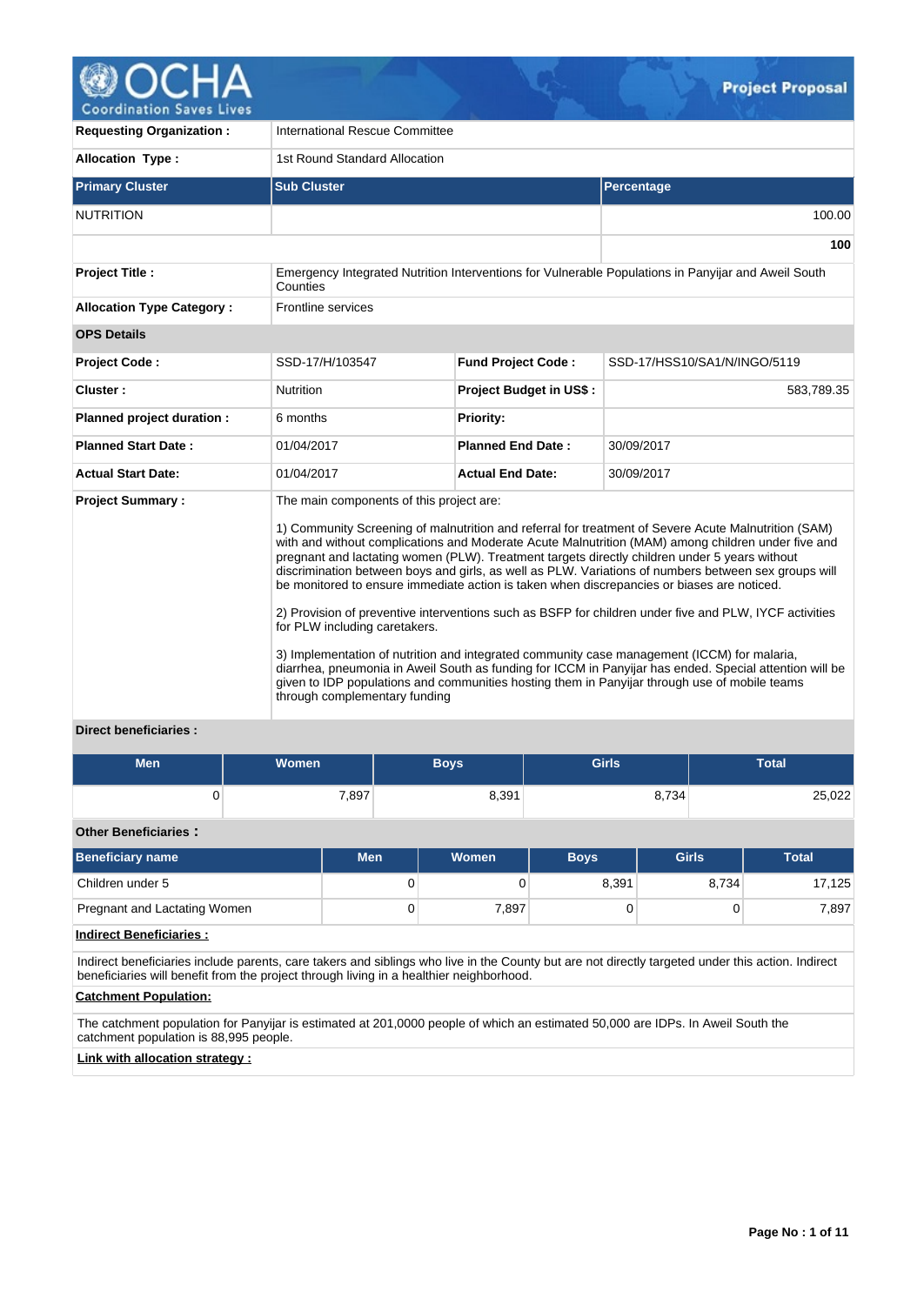# OCHA Coordination Saves Lives — Project Proposal

| | |
|---|---|
| **Requesting Organization :** | International Rescue Committee |
| **Allocation Type :** | 1st Round Standard Allocation |

| Primary Cluster | Sub Cluster | Percentage |
|---|---|---|
| NUTRITION | | 100.00 |
| | | **100** |

| | |
|---|---|
| **Project Title :** | Emergency Integrated Nutrition Interventions for Vulnerable Populations in Panyijar and Aweil South Counties |
| **Allocation Type Category :** | Frontline services |

**OPS Details**

| | | | |
|---|---|---|---|
| **Project Code :** | SSD-17/H/103547 | **Fund Project Code :** | SSD-17/HSS10/SA1/N/INGO/5119 |
| **Cluster :** | Nutrition | **Project Budget in US$ :** | 583,789.35 |
| **Planned project duration :** | 6 months | **Priority:** | |
| **Planned Start Date :** | 01/04/2017 | **Planned End Date :** | 30/09/2017 |
| **Actual Start Date:** | 01/04/2017 | **Actual End Date:** | 30/09/2017 |

**Project Summary :**

The main components of this project are:

1) Community Screening of malnutrition and referral for treatment of Severe Acute Malnutrition (SAM) with and without complications and Moderate Acute Malnutrition (MAM) among children under five and pregnant and lactating women (PLW). Treatment targets directly children under 5 years without discrimination between boys and girls, as well as PLW. Variations of numbers between sex groups will be monitored to ensure immediate action is taken when discrepancies or biases are noticed.

2) Provision of preventive interventions such as BSFP for children under five and PLW, IYCF activities for PLW including caretakers.

3) Implementation of nutrition and integrated community case management (ICCM) for malaria, diarrhea, pneumonia in Aweil South as funding for ICCM in Panyijar has ended. Special attention will be given to IDP populations and communities hosting them in Panyijar through use of mobile teams through complementary funding

**Direct beneficiaries :**

| Men | Women | Boys | Girls | Total |
|---|---|---|---|---|
| 0 | 7,897 | 8,391 | 8,734 | 25,022 |

**Other Beneficiaries :**

| Beneficiary name | Men | Women | Boys | Girls | Total |
|---|---|---|---|---|---|
| Children under 5 | 0 | 0 | 8,391 | 8,734 | 17,125 |
| Pregnant and Lactating Women | 0 | 7,897 | 0 | 0 | 7,897 |

**Indirect Beneficiaries :**

Indirect beneficiaries include parents, care takers and siblings who live in the County but are not directly targeted under this action. Indirect beneficiaries will benefit from the project through living in a healthier neighborhood.

**Catchment Population:**

The catchment population for Panyijar is estimated at 201,0000 people of which an estimated 50,000 are IDPs. In Aweil South the catchment population is 88,995 people.

**Link with allocation strategy :**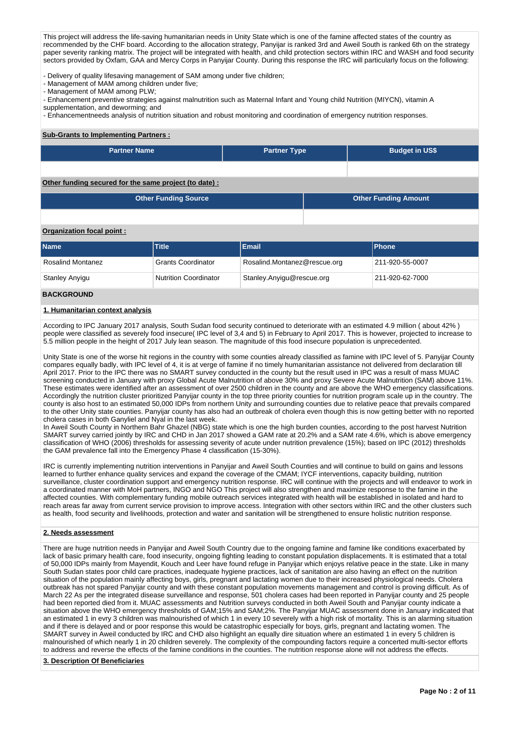This project will address the life-saving humanitarian needs in Unity State which is one of the famine affected states of the country as recommended by the CHF board. According to the allocation strategy, Panyijar is ranked 3rd and Aweil South is ranked 6th on the strategy paper severity ranking matrix. The project will be integrated with health, and child protection sectors within IRC and WASH and food security sectors provided by Oxfam, GAA and Mercy Corps in Panyijar County. During this response the IRC will particularly focus on the following:

- Delivery of quality lifesaving management of SAM among under five children;
- Management of MAM among children under five;
- Management of MAM among PLW;
- Enhancement preventive strategies against malnutrition such as Maternal Infant and Young child Nutrition (MIYCN), vitamin A supplementation, and deworming; and
- Enhancementneeds analysis of nutrition situation and robust monitoring and coordination of emergency nutrition responses.

**Sub-Grants to Implementing Partners :**

| Partner Name | Partner Type | Budget in US$ |
|---|---|---|
| | | |

**Other funding secured for the same project (to date) :**

| Other Funding Source | Other Funding Amount |
|---|---|
| | |

**Organization focal point :**

| Name | Title | Email | Phone |
|---|---|---|---|
| Rosalind Montanez | Grants Coordinator | Rosalind.Montanez@rescue.org | 211-920-55-0007 |
| Stanley Anyigu | Nutrition Coordinator | Stanley.Anyigu@rescue.org | 211-920-62-7000 |

## BACKGROUND

### 1. Humanitarian context analysis

According to IPC January 2017 analysis, South Sudan food security continued to deteriorate with an estimated 4.9 million ( about 42% ) people were classified as severely food insecure( IPC level of 3,4 and 5) in February to April 2017. This is however, projected to increase to 5.5 million people in the height of 2017 July lean season. The magnitude of this food insecure population is unprecedented.

Unity State is one of the worse hit regions in the country with some counties already classified as famine with IPC level of 5. Panyijar County compares equally badly, with IPC level of 4, it is at verge of famine if no timely humanitarian assistance not delivered from declaration till April 2017. Prior to the IPC there was no SMART survey conducted in the county but the result used in IPC was a result of mass MUAC screening conducted in January with proxy Global Acute Malnutrition of above 30% and proxy Severe Acute Malnutrition (SAM) above 11%. These estimates were identified after an assessment of over 2500 children in the county and are above the WHO emergency classifications. Accordingly the nutrition cluster prioritized Panyijar county in the top three priority counties for nutrition program scale up in the country. The county is also host to an estimated 50,000 IDPs from northern Unity and surrounding counties due to relative peace that prevails compared to the other Unity state counties. Panyijar county has also had an outbreak of cholera even though this is now getting better with no reported cholera cases in both Ganyliel and Nyal in the last week.
In Aweil South County in Northern Bahr Ghazel (NBG) state which is one the high burden counties, according to the post harvest Nutrition SMART survey carried jointly by IRC and CHD in Jan 2017 showed a GAM rate at 20.2% and a SAM rate 4.6%, which is above emergency classification of WHO (2006) thresholds for assessing severity of acute under nutrition prevalence (15%); based on IPC (2012) thresholds the GAM prevalence fall into the Emergency Phase 4 classification (15-30%).

IRC is currently implementing nutrition interventions in Panyijar and Aweil South Counties and will continue to build on gains and lessons learned to further enhance quality services and expand the coverage of the CMAM; IYCF interventions, capacity building, nutrition surveillance, cluster coordination support and emergency nutrition response. IRC will continue with the projects and will endeavor to work in a coordinated manner with MoH partners, INGO and NGO This project will also strengthen and maximize response to the famine in the affected counties. With complementary funding mobile outreach services integrated with health will be established in isolated and hard to reach areas far away from current service provision to improve access. Integration with other sectors within IRC and the other clusters such as health, food security and livelihoods, protection and water and sanitation will be strengthened to ensure holistic nutrition response.

### 2. Needs assessment

There are huge nutrition needs in Panyijar and Aweil South Country due to the ongoing famine and famine like conditions exacerbated by lack of basic primary health care, food insecurity, ongoing fighting leading to constant population displacements. It is estimated that a total of 50,000 IDPs mainly from Mayendit, Kouch and Leer have found refuge in Panyijar which enjoys relative peace in the state. Like in many South Sudan states poor child care practices, inadequate hygiene practices, lack of sanitation are also having an effect on the nutrition situation of the population mainly affecting boys, girls, pregnant and lactating women due to their increased physiological needs. Cholera outbreak has not spared Panyijar county and with these constant population movements management and control is proving difficult. As of March 22 As per the integrated disease surveillance and response, 501 cholera cases had been reported in Panyijar county and 25 people had been reported died from it. MUAC assessments and Nutrition surveys conducted in both Aweil South and Panyijar county indicate a situation above the WHO emergency thresholds of GAM;15% and SAM;2%. The Panyijar MUAC assessment done in January indicated that an estimated 1 in evry 3 children was malnourished of which 1 in evry 10 severely with a high risk of mortality. This is an alarming situation and if there is delayed and or poor response this would be catastrophic especially for boys, girls, pregnant and lactating women. The SMART survey in Aweil conducted by IRC and CHD also highlight an equally dire situation where an estimated 1 in every 5 children is malnourished of which nearly 1 in 20 children severely. The complexity of the compounding factors require a concerted multi-sector efforts to address and reverse the effects of the famine conditions in the counties. The nutrition response alone will not address the effects.

### 3. Description Of Beneficiaries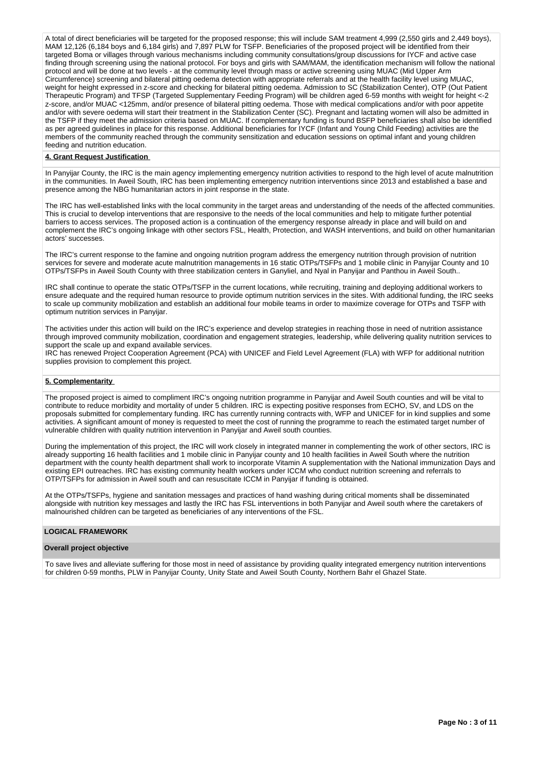A total of direct beneficiaries will be targeted for the proposed response; this will include SAM treatment 4,999 (2,550 girls and 2,449 boys), MAM 12,126 (6,184 boys and 6,184 girls) and 7,897 PLW for TSFP. Beneficiaries of the proposed project will be identified from their targeted Boma or villages through various mechanisms including community consultations/group discussions for IYCF and active case finding through screening using the national protocol. For boys and girls with SAM/MAM, the identification mechanism will follow the national protocol and will be done at two levels - at the community level through mass or active screening using MUAC (Mid Upper Arm Circumference) screening and bilateral pitting oedema detection with appropriate referrals and at the health facility level using MUAC, weight for height expressed in z-score and checking for bilateral pitting oedema. Admission to SC (Stabilization Center), OTP (Out Patient Therapeutic Program) and TFSP (Targeted Supplementary Feeding Program) will be children aged 6-59 months with weight for height <-2 z-score, and/or MUAC <125mm, and/or presence of bilateral pitting oedema. Those with medical complications and/or with poor appetite and/or with severe oedema will start their treatment in the Stabilization Center (SC). Pregnant and lactating women will also be admitted in the TSFP if they meet the admission criteria based on MUAC. If complementary funding is found BSFP beneficiaries shall also be identified as per agreed guidelines in place for this response. Additional beneficiaries for IYCF (Infant and Young Child Feeding) activities are the members of the community reached through the community sensitization and education sessions on optimal infant and young children feeding and nutrition education.

**4. Grant Request Justification**

In Panyijar County, the IRC is the main agency implementing emergency nutrition activities to respond to the high level of acute malnutrition in the communities. In Aweil South, IRC has been implementing emergency nutrition interventions since 2013 and established a base and presence among the NBG humanitarian actors in joint response in the state.

The IRC has well-established links with the local community in the target areas and understanding of the needs of the affected communities. This is crucial to develop interventions that are responsive to the needs of the local communities and help to mitigate further potential barriers to access services. The proposed action is a continuation of the emergency response already in place and will build on and complement the IRC's ongoing linkage with other sectors FSL, Health, Protection, and WASH interventions, and build on other humanitarian actors' successes.

The IRC's current response to the famine and ongoing nutrition program address the emergency nutrition through provision of nutrition services for severe and moderate acute malnutrition managements in 16 static OTPs/TSFPs and 1 mobile clinic in Panyijar County and 10 OTPs/TSFPs in Aweil South County with three stabilization centers in Ganyliel, and Nyal in Panyijar and Panthou in Aweil South..

IRC shall continue to operate the static OTPs/TSFP in the current locations, while recruiting, training and deploying additional workers to ensure adequate and the required human resource to provide optimum nutrition services in the sites. With additional funding, the IRC seeks to scale up community mobilization and establish an additional four mobile teams in order to maximize coverage for OTPs and TSFP with optimum nutrition services in Panyijar.

The activities under this action will build on the IRC's experience and develop strategies in reaching those in need of nutrition assistance through improved community mobilization, coordination and engagement strategies, leadership, while delivering quality nutrition services to support the scale up and expand available services.
IRC has renewed Project Cooperation Agreement (PCA) with UNICEF and Field Level Agreement (FLA) with WFP for additional nutrition supplies provision to complement this project.

**5. Complementarity**

The proposed project is aimed to compliment IRC's ongoing nutrition programme in Panyijar and Aweil South counties and will be vital to contribute to reduce morbidity and mortality of under 5 children. IRC is expecting positive responses from ECHO, SV, and LDS on the proposals submitted for complementary funding. IRC has currently running contracts with, WFP and UNICEF for in kind supplies and some activities. A significant amount of money is requested to meet the cost of running the programme to reach the estimated target number of vulnerable children with quality nutrition intervention in Panyijar and Aweil south counties.

During the implementation of this project, the IRC will work closely in integrated manner in complementing the work of other sectors, IRC is already supporting 16 health facilities and 1 mobile clinic in Panyijar county and 10 health facilities in Aweil South where the nutrition department with the county health department shall work to incorporate Vitamin A supplementation with the National immunization Days and existing EPI outreaches. IRC has existing community health workers under ICCM who conduct nutrition screening and referrals to OTP/TSFPs for admission in Aweil south and can resuscitate ICCM in Panyijar if funding is obtained.

At the OTPs/TSFPs, hygiene and sanitation messages and practices of hand washing during critical moments shall be disseminated alongside with nutrition key messages and lastly the IRC has FSL interventions in both Panyijar and Aweil south where the caretakers of malnourished children can be targeted as beneficiaries of any interventions of the FSL.

## LOGICAL FRAMEWORK

### Overall project objective

To save lives and alleviate suffering for those most in need of assistance by providing quality integrated emergency nutrition interventions for children 0-59 months, PLW in Panyijar County, Unity State and Aweil South County, Northern Bahr el Ghazel State.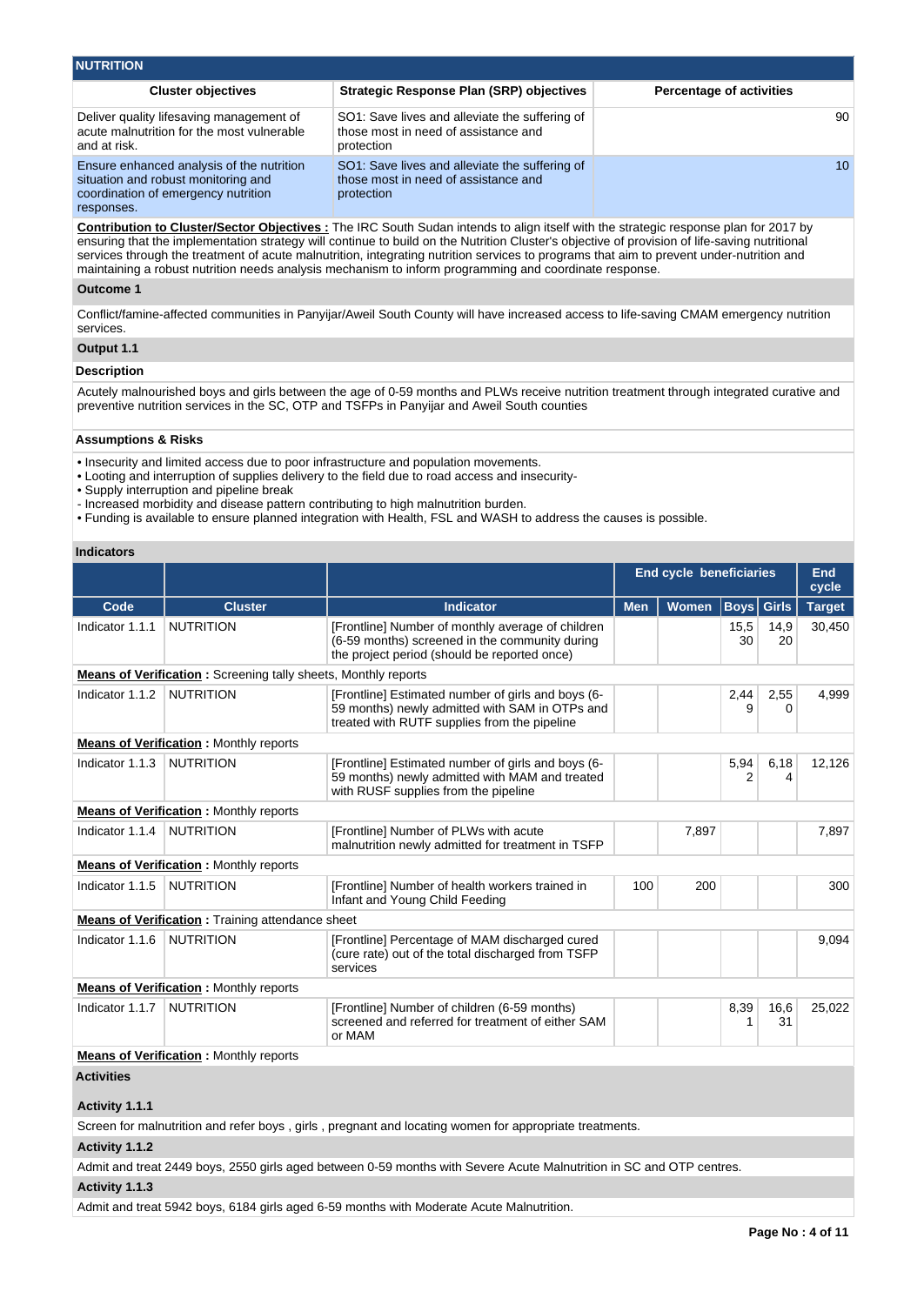## NUTRITION

| Cluster objectives | Strategic Response Plan (SRP) objectives | Percentage of activities |
|---|---|---|
| Deliver quality lifesaving management of acute malnutrition for the most vulnerable and at risk. | SO1: Save lives and alleviate the suffering of those most in need of assistance and protection | 90 |
| Ensure enhanced analysis of the nutrition situation and robust monitoring and coordination of emergency nutrition responses. | SO1: Save lives and alleviate the suffering of those most in need of assistance and protection | 10 |

**Contribution to Cluster/Sector Objectives :** The IRC South Sudan intends to align itself with the strategic response plan for 2017 by ensuring that the implementation strategy will continue to build on the Nutrition Cluster's objective of provision of life-saving nutritional services through the treatment of acute malnutrition, integrating nutrition services to programs that aim to prevent under-nutrition and maintaining a robust nutrition needs analysis mechanism to inform programming and coordinate response.

### Outcome 1

Conflict/famine-affected communities in Panyijar/Aweil South County will have increased access to life-saving CMAM emergency nutrition services.

### Output 1.1

#### Description

Acutely malnourished boys and girls between the age of 0-59 months and PLWs receive nutrition treatment through integrated curative and preventive nutrition services in the SC, OTP and TSFPs in Panyijar and Aweil South counties

#### Assumptions & Risks

• Insecurity and limited access due to poor infrastructure and population movements.
• Looting and interruption of supplies delivery to the field due to road access and insecurity-
• Supply interruption and pipeline break
- Increased morbidity and disease pattern contributing to high malnutrition burden.
• Funding is available to ensure planned integration with Health, FSL and WASH to address the causes is possible.

#### Indicators

| | | | End cycle beneficiaries | | | | End cycle |
|---|---|---|---|---|---|---|---|
| Code | Cluster | Indicator | Men | Women | Boys | Girls | Target |
| Indicator 1.1.1 | NUTRITION | [Frontline] Number of monthly average of children (6-59 months) screened in the community during the project period (should be reported once) | | | 15,530 | 14,920 | 30,450 |
| **Means of Verification :** Screening tally sheets, Monthly reports | | | | | | | |
| Indicator 1.1.2 | NUTRITION | [Frontline] Estimated number of girls and boys (6-59 months) newly admitted with SAM in OTPs and treated with RUTF supplies from the pipeline | | | 2,449 | 2,550 | 4,999 |
| **Means of Verification :** Monthly reports | | | | | | | |
| Indicator 1.1.3 | NUTRITION | [Frontline] Estimated number of girls and boys (6-59 months) newly admitted with MAM and treated with RUSF supplies from the pipeline | | | 5,942 | 6,184 | 12,126 |
| **Means of Verification :** Monthly reports | | | | | | | |
| Indicator 1.1.4 | NUTRITION | [Frontline] Number of PLWs with acute malnutrition newly admitted for treatment in TSFP | | 7,897 | | | 7,897 |
| **Means of Verification :** Monthly reports | | | | | | | |
| Indicator 1.1.5 | NUTRITION | [Frontline] Number of health workers trained in Infant and Young Child Feeding | 100 | 200 | | | 300 |
| **Means of Verification :** Training attendance sheet | | | | | | | |
| Indicator 1.1.6 | NUTRITION | [Frontline] Percentage of MAM discharged cured (cure rate) out of the total discharged from TSFP services | | | | | 9,094 |
| **Means of Verification :** Monthly reports | | | | | | | |
| Indicator 1.1.7 | NUTRITION | [Frontline] Number of children (6-59 months) screened and referred for treatment of either SAM or MAM | | | 8,391 | 16,631 | 25,022 |
| **Means of Verification :** Monthly reports | | | | | | | |

#### Activities

**Activity 1.1.1**

Screen for malnutrition and refer boys , girls , pregnant and locating women for appropriate treatments.

**Activity 1.1.2**

Admit and treat 2449 boys, 2550 girls aged between 0-59 months with Severe Acute Malnutrition in SC and OTP centres.

**Activity 1.1.3**

Admit and treat 5942 boys, 6184 girls aged 6-59 months with Moderate Acute Malnutrition.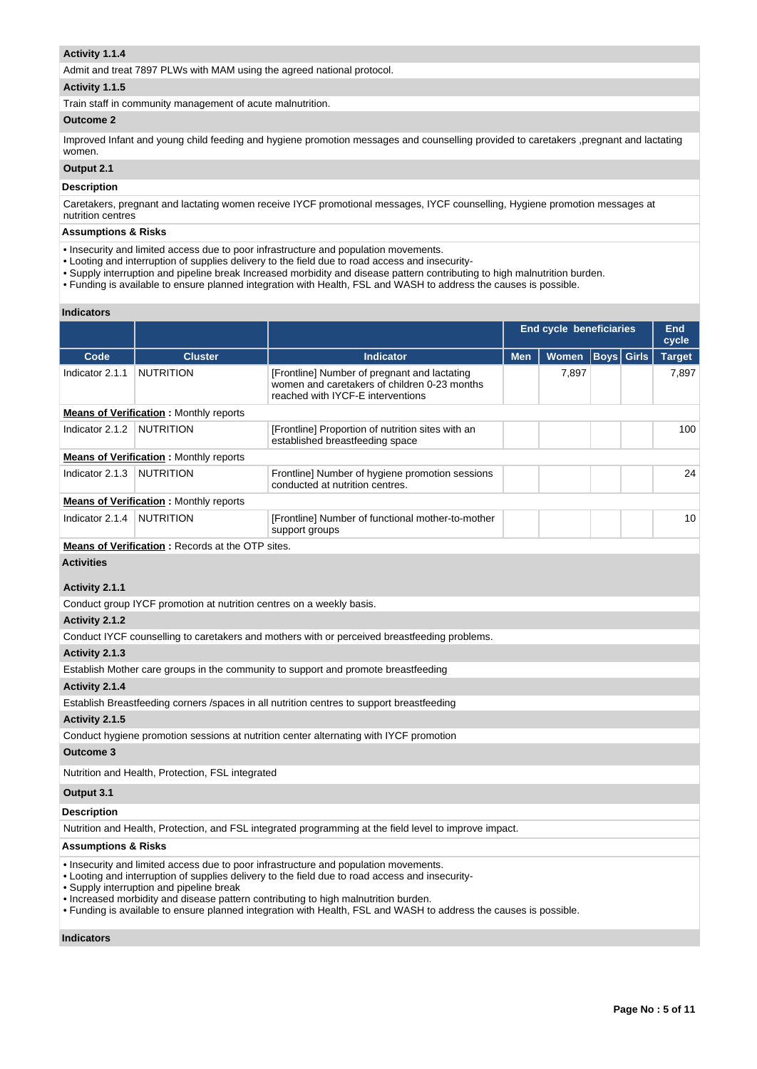**Activity 1.1.4**

Admit and treat 7897 PLWs with MAM using the agreed national protocol.

**Activity 1.1.5**

Train staff in community management of acute malnutrition.

**Outcome 2**

Improved Infant and young child feeding and hygiene promotion messages and counselling provided to caretakers ,pregnant and lactating women.

**Output 2.1**

**Description**

Caretakers, pregnant and lactating women receive IYCF promotional messages, IYCF counselling, Hygiene promotion messages at nutrition centres

**Assumptions & Risks**

- Insecurity and limited access due to poor infrastructure and population movements.
- Looting and interruption of supplies delivery to the field due to road access and insecurity-
- Supply interruption and pipeline break Increased morbidity and disease pattern contributing to high malnutrition burden.
- Funding is available to ensure planned integration with Health, FSL and WASH to address the causes is possible.

**Indicators**

| | | | End cycle beneficiaries | | | | End cycle |
|---|---|---|---|---|---|---|---|
| Code | Cluster | Indicator | Men | Women | Boys | Girls | Target |
| Indicator 2.1.1 | NUTRITION | [Frontline] Number of pregnant and lactating women and caretakers of children 0-23 months reached with IYCF-E interventions | | 7,897 | | | 7,897 |
| **Means of Verification** : Monthly reports | | | | | | | |
| Indicator 2.1.2 | NUTRITION | [Frontline] Proportion of nutrition sites with an established breastfeeding space | | | | | 100 |
| **Means of Verification** : Monthly reports | | | | | | | |
| Indicator 2.1.3 | NUTRITION | Frontline] Number of hygiene promotion sessions conducted at nutrition centres. | | | | | 24 |
| **Means of Verification** : Monthly reports | | | | | | | |
| Indicator 2.1.4 | NUTRITION | [Frontline] Number of functional mother-to-mother support groups | | | | | 10 |
| **Means of Verification** : Records at the OTP sites. | | | | | | | |

**Activities**

**Activity 2.1.1**

Conduct group IYCF promotion at nutrition centres on a weekly basis.

**Activity 2.1.2**

Conduct IYCF counselling to caretakers and mothers with or perceived breastfeeding problems.

**Activity 2.1.3**

Establish Mother care groups in the community to support and promote breastfeeding

**Activity 2.1.4**

Establish Breastfeeding corners /spaces in all nutrition centres to support breastfeeding

**Activity 2.1.5**

Conduct hygiene promotion sessions at nutrition center alternating with IYCF promotion

**Outcome 3**

Nutrition and Health, Protection, FSL integrated

**Output 3.1**

**Description**

Nutrition and Health, Protection, and FSL integrated programming at the field level to improve impact.

**Assumptions & Risks**

- Insecurity and limited access due to poor infrastructure and population movements.
- Looting and interruption of supplies delivery to the field due to road access and insecurity-
- Supply interruption and pipeline break
- Increased morbidity and disease pattern contributing to high malnutrition burden.
- Funding is available to ensure planned integration with Health, FSL and WASH to address the causes is possible.

**Indicators**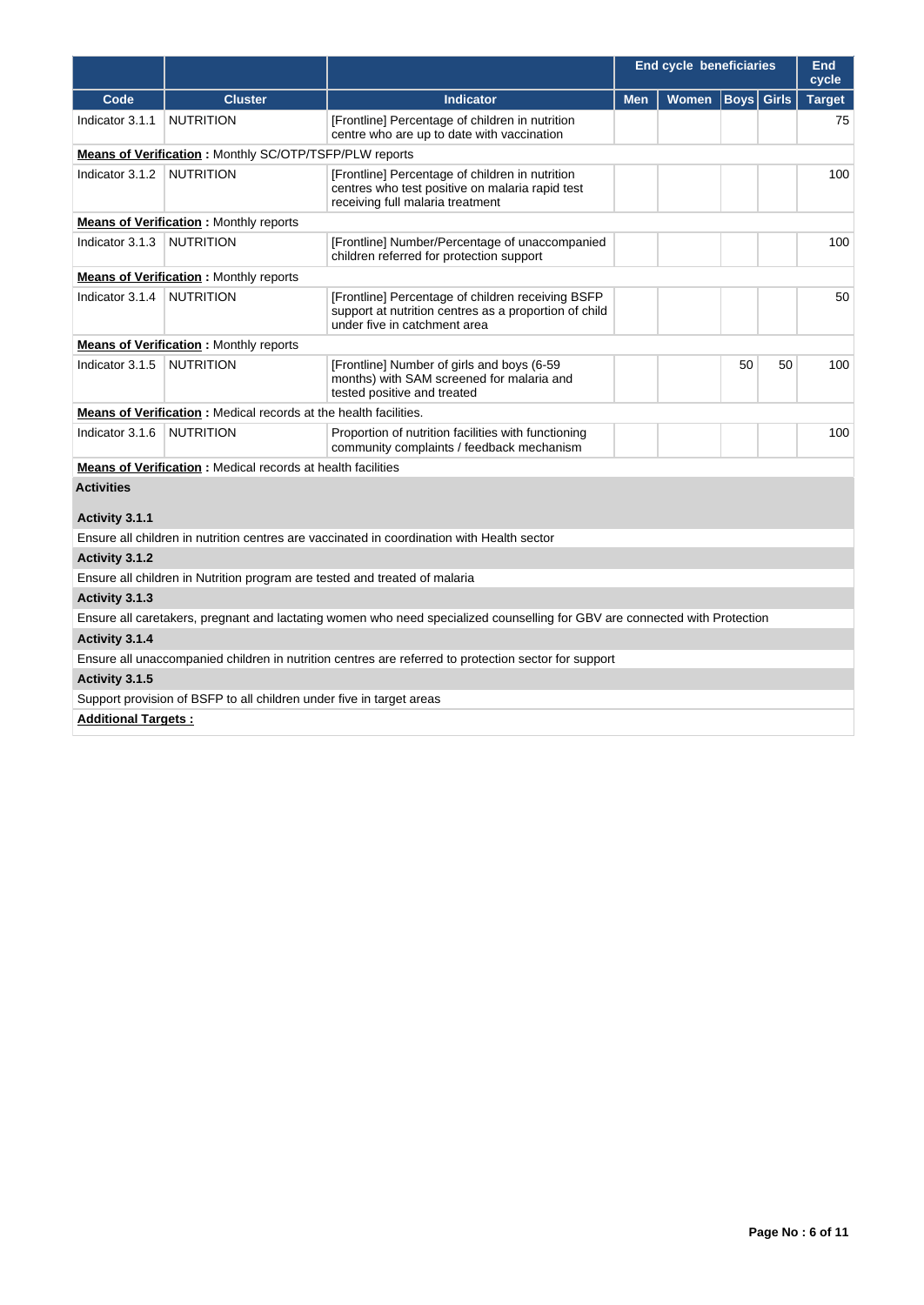| | | | End cycle beneficiaries | | | | End cycle |
|---|---|---|---|---|---|---|---|
| Code | Cluster | Indicator | Men | Women | Boys | Girls | Target |
| Indicator 3.1.1 | NUTRITION | [Frontline] Percentage of children in nutrition centre who are up to date with vaccination | | | | | 75 |
| **Means of Verification** : Monthly SC/OTP/TSFP/PLW reports | | | | | | | |
| Indicator 3.1.2 | NUTRITION | [Frontline] Percentage of children in nutrition centres who test positive on malaria rapid test receiving full malaria treatment | | | | | 100 |
| **Means of Verification** : Monthly reports | | | | | | | |
| Indicator 3.1.3 | NUTRITION | [Frontline] Number/Percentage of unaccompanied children referred for protection support | | | | | 100 |
| **Means of Verification** : Monthly reports | | | | | | | |
| Indicator 3.1.4 | NUTRITION | [Frontline] Percentage of children receiving BSFP support at nutrition centres as a proportion of child under five in catchment area | | | | | 50 |
| **Means of Verification** : Monthly reports | | | | | | | |
| Indicator 3.1.5 | NUTRITION | [Frontline] Number of girls and boys (6-59 months) with SAM screened for malaria and tested positive and treated | | | 50 | 50 | 100 |
| **Means of Verification** : Medical records at the health facilities. | | | | | | | |
| Indicator 3.1.6 | NUTRITION | Proportion of nutrition facilities with functioning community complaints / feedback mechanism | | | | | 100 |
| **Means of Verification** : Medical records at health facilities | | | | | | | |

**Activities**

**Activity 3.1.1**

Ensure all children in nutrition centres are vaccinated in coordination with Health sector

**Activity 3.1.2**

Ensure all children in Nutrition program are tested and treated of malaria

**Activity 3.1.3**

Ensure all caretakers, pregnant and lactating women who need specialized counselling for GBV are connected with Protection

**Activity 3.1.4**

Ensure all unaccompanied children in nutrition centres are referred to protection sector for support

**Activity 3.1.5**

Support provision of BSFP to all children under five in target areas

**Additional Targets :**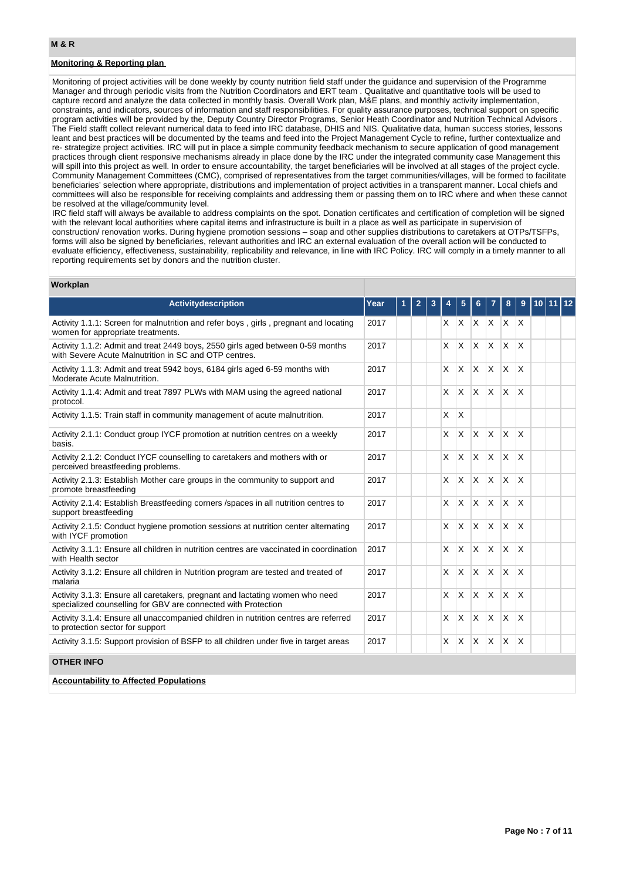## M & R

### Monitoring & Reporting plan

Monitoring of project activities will be done weekly by county nutrition field staff under the guidance and supervision of the Programme Manager and through periodic visits from the Nutrition Coordinators and ERT team . Qualitative and quantitative tools will be used to capture record and analyze the data collected in monthly basis. Overall Work plan, M&E plans, and monthly activity implementation, constraints, and indicators, sources of information and staff responsibilities. For quality assurance purposes, technical support on specific program activities will be provided by the, Deputy Country Director Programs, Senior Heath Coordinator and Nutrition Technical Advisors . The Field stafft collect relevant numerical data to feed into IRC database, DHIS and NIS. Qualitative data, human success stories, lessons leant and best practices will be documented by the teams and feed into the Project Management Cycle to refine, further contextualize and re- strategize project activities. IRC will put in place a simple community feedback mechanism to secure application of good management practices through client responsive mechanisms already in place done by the IRC under the integrated community case Management this will spill into this project as well. In order to ensure accountability, the target beneficiaries will be involved at all stages of the project cycle. Community Management Committees (CMC), comprised of representatives from the target communities/villages, will be formed to facilitate beneficiaries' selection where appropriate, distributions and implementation of project activities in a transparent manner. Local chiefs and committees will also be responsible for receiving complaints and addressing them or passing them on to IRC where and when these cannot be resolved at the village/community level.
IRC field staff will always be available to address complaints on the spot. Donation certificates and certification of completion will be signed with the relevant local authorities where capital items and infrastructure is built in a place as well as participate in supervision of construction/ renovation works. During hygiene promotion sessions – soap and other supplies distributions to caretakers at OTPs/TSFPs, forms will also be signed by beneficiaries, relevant authorities and IRC an external evaluation of the overall action will be conducted to evaluate efficiency, effectiveness, sustainability, replicability and relevance, in line with IRC Policy. IRC will comply in a timely manner to all reporting requirements set by donors and the nutrition cluster.

### Workplan

| Activitydescription | Year | 1 | 2 | 3 | 4 | 5 | 6 | 7 | 8 | 9 | 10 | 11 | 12 |
|---|---|---|---|---|---|---|---|---|---|---|---|---|---|
| Activity 1.1.1: Screen for malnutrition and refer boys , girls , pregnant and locating women for appropriate treatments. | 2017 | | | | X | X | X | X | X | X | | | |
| Activity 1.1.2: Admit and treat 2449 boys, 2550 girls aged between 0-59 months with Severe Acute Malnutrition in SC and OTP centres. | 2017 | | | | X | X | X | X | X | X | | | |
| Activity 1.1.3: Admit and treat 5942 boys, 6184 girls aged 6-59 months with Moderate Acute Malnutrition. | 2017 | | | | X | X | X | X | X | X | | | |
| Activity 1.1.4: Admit and treat 7897 PLWs with MAM using the agreed national protocol. | 2017 | | | | X | X | X | X | X | X | | | |
| Activity 1.1.5: Train staff in community management of acute malnutrition. | 2017 | | | | X | X | | | | | | | |
| Activity 2.1.1: Conduct group IYCF promotion at nutrition centres on a weekly basis. | 2017 | | | | X | X | X | X | X | X | | | |
| Activity 2.1.2: Conduct IYCF counselling to caretakers and mothers with or perceived breastfeeding problems. | 2017 | | | | X | X | X | X | X | X | | | |
| Activity 2.1.3: Establish Mother care groups in the community to support and promote breastfeeding | 2017 | | | | X | X | X | X | X | X | | | |
| Activity 2.1.4: Establish Breastfeeding corners /spaces in all nutrition centres to support breastfeeding | 2017 | | | | X | X | X | X | X | X | | | |
| Activity 2.1.5: Conduct hygiene promotion sessions at nutrition center alternating with IYCF promotion | 2017 | | | | X | X | X | X | X | X | | | |
| Activity 3.1.1: Ensure all children in nutrition centres are vaccinated in coordination with Health sector | 2017 | | | | X | X | X | X | X | X | | | |
| Activity 3.1.2: Ensure all children in Nutrition program are tested and treated of malaria | 2017 | | | | X | X | X | X | X | X | | | |
| Activity 3.1.3: Ensure all caretakers, pregnant and lactating women who need specialized counselling for GBV are connected with Protection | 2017 | | | | X | X | X | X | X | X | | | |
| Activity 3.1.4: Ensure all unaccompanied children in nutrition centres are referred to protection sector for support | 2017 | | | | X | X | X | X | X | X | | | |
| Activity 3.1.5: Support provision of BSFP to all children under five in target areas | 2017 | | | | X | X | X | X | X | X | | | |

## OTHER INFO

### Accountability to Affected Populations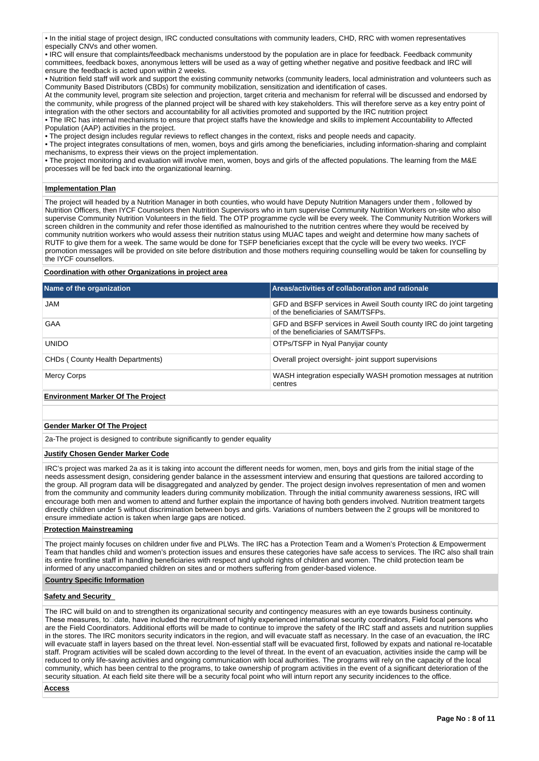• In the initial stage of project design, IRC conducted consultations with community leaders, CHD, RRC with women representatives especially CNVs and other women.

• IRC will ensure that complaints/feedback mechanisms understood by the population are in place for feedback. Feedback community committees, feedback boxes, anonymous letters will be used as a way of getting whether negative and positive feedback and IRC will ensure the feedback is acted upon within 2 weeks.

• Nutrition field staff will work and support the existing community networks (community leaders, local administration and volunteers such as Community Based Distributors (CBDs) for community mobilization, sensitization and identification of cases.

At the community level, program site selection and projection, target criteria and mechanism for referral will be discussed and endorsed by the community, while progress of the planned project will be shared with key stakeholders. This will therefore serve as a key entry point of integration with the other sectors and accountability for all activities promoted and supported by the IRC nutrition project

• The IRC has internal mechanisms to ensure that project staffs have the knowledge and skills to implement Accountability to Affected Population (AAP) activities in the project.

• The project design includes regular reviews to reflect changes in the context, risks and people needs and capacity.

• The project integrates consultations of men, women, boys and girls among the beneficiaries, including information-sharing and complaint mechanisms, to express their views on the project implementation.

• The project monitoring and evaluation will involve men, women, boys and girls of the affected populations. The learning from the M&E processes will be fed back into the organizational learning.

**Implementation Plan**

The project will headed by a Nutrition Manager in both counties, who would have Deputy Nutrition Managers under them , followed by Nutrition Officers, then IYCF Counselors then Nutrition Supervisors who in turn supervise Community Nutrition Workers on-site who also supervise Community Nutrition Volunteers in the field. The OTP programme cycle will be every week. The Community Nutrition Workers will screen children in the community and refer those identified as malnourished to the nutrition centres where they would be received by community nutrition workers who would assess their nutrition status using MUAC tapes and weight and determine how many sachets of RUTF to give them for a week. The same would be done for TSFP beneficiaries except that the cycle will be every two weeks. IYCF promotion messages will be provided on site before distribution and those mothers requiring counselling would be taken for counselling by the IYCF counsellors.

**Coordination with other Organizations in project area**

| Name of the organization | Areas/activities of collaboration and rationale |
|---|---|
| JAM | GFD and BSFP services in Aweil South county IRC do joint targeting of the beneficiaries of SAM/TSFPs. |
| GAA | GFD and BSFP services in Aweil South county IRC do joint targeting of the beneficiaries of SAM/TSFPs. |
| UNIDO | OTPs/TSFP in Nyal Panyijar county |
| CHDs ( County Health Departments) | Overall project oversight- joint support supervisions |
| Mercy Corps | WASH integration especially WASH promotion messages at nutrition centres |

**Environment Marker Of The Project**

**Gender Marker Of The Project**

2a-The project is designed to contribute significantly to gender equality

**Justify Chosen Gender Marker Code**

IRC's project was marked 2a as it is taking into account the different needs for women, men, boys and girls from the initial stage of the needs assessment design, considering gender balance in the assessment interview and ensuring that questions are tailored according to the group. All program data will be disaggregated and analyzed by gender. The project design involves representation of men and women from the community and community leaders during community mobilization. Through the initial community awareness sessions, IRC will encourage both men and women to attend and further explain the importance of having both genders involved. Nutrition treatment targets directly children under 5 without discrimination between boys and girls. Variations of numbers between the 2 groups will be monitored to ensure immediate action is taken when large gaps are noticed.

**Protection Mainstreaming**

The project mainly focuses on children under five and PLWs. The IRC has a Protection Team and a Women's Protection & Empowerment Team that handles child and women's protection issues and ensures these categories have safe access to services. The IRC also shall train its entire frontline staff in handling beneficiaries with respect and uphold rights of children and women. The child protection team be informed of any unaccompanied children on sites and or mothers suffering from gender-based violence.

**Country Specific Information**

**Safety and Security**

The IRC will build on and to strengthen its organizational security and contingency measures with an eye towards business continuity. These measures, to date, have included the recruitment of highly experienced international security coordinators, Field focal persons who are the Field Coordinators. Additional efforts will be made to continue to improve the safety of the IRC staff and assets and nutrition supplies in the stores. The IRC monitors security indicators in the region, and will evacuate staff as necessary. In the case of an evacuation, the IRC will evacuate staff in layers based on the threat level. Non-essential staff will be evacuated first, followed by expats and national re-locatable staff. Program activities will be scaled down according to the level of threat. In the event of an evacuation, activities inside the camp will be reduced to only life-saving activities and ongoing communication with local authorities. The programs will rely on the capacity of the local community, which has been central to the programs, to take ownership of program activities in the event of a significant deterioration of the security situation. At each field site there will be a security focal point who will inturn report any security incidences to the office.

**Access**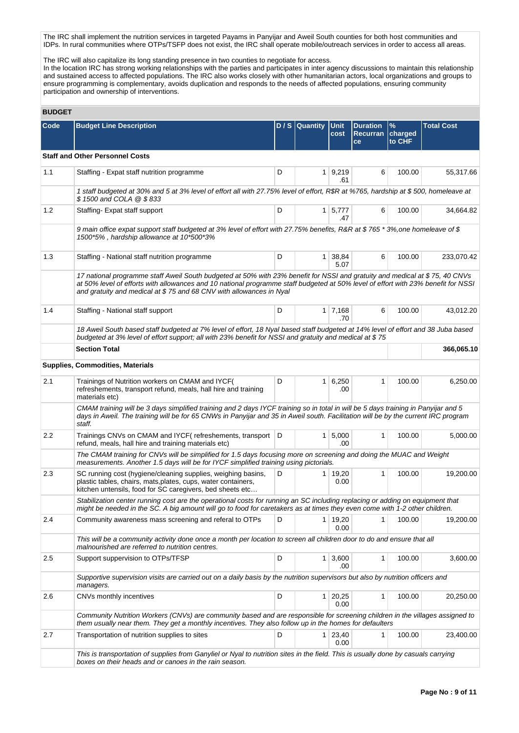The IRC shall implement the nutrition services in targeted Payams in Panyijar and Aweil South counties for both host communities and IDPs. In rural communities where OTPs/TSFP does not exist, the IRC shall operate mobile/outreach services in order to access all areas.

The IRC will also capitalize its long standing presence in two counties to negotiate for access.
In the location IRC has strong working relationships with the parties and participates in inter agency discussions to maintain this relationship and sustained access to affected populations. The IRC also works closely with other humanitarian actors, local organizations and groups to ensure programming is complementary, avoids duplication and responds to the needs of affected populations, ensuring community participation and ownership of interventions.

## BUDGET

| Code | Budget Line Description | D / S | Quantity | Unit cost | Duration Recurrance | % charged to CHF | Total Cost |
|---|---|---|---|---|---|---|---|
| | **Staff and Other Personnel Costs** | | | | | | |
| 1.1 | Staffing - Expat staff nutrition programme | D | 1 | 9,219.61 | 6 | 100.00 | 55,317.66 |
| | *1 staff budgeted at 30% and 5 at 3% level of effort all with 27.75% level of effort, R$R at %765, hardship at $ 500, homeleave at $ 1500 and COLA @ $ 833* | | | | | | |
| 1.2 | Staffing- Expat staff support | D | 1 | 5,777.47 | 6 | 100.00 | 34,664.82 |
| | *9 main office expat support staff budgeted at 3% level of effort with 27.75% benefits, R&R at $ 765 * 3%,one homeleave of $ 1500*5% , hardship allowance at 10*500*3%* | | | | | | |
| 1.3 | Staffing - National staff nutrition programme | D | 1 | 38,845.07 | 6 | 100.00 | 233,070.42 |
| | *17 national programme staff Aweil South budgeted at 50% with 23% benefit for NSSI and gratuity and medical at $ 75, 40 CNVs at 50% level of efforts with allowances and 10 national programme staff budgeted at 50% level of effort with 23% benefit for NSSI and gratuity and medical at $ 75 and 68 CNV with allowances in Nyal* | | | | | | |
| 1.4 | Staffing - National staff support | D | 1 | 7,168.70 | 6 | 100.00 | 43,012.20 |
| | *18 Aweil South based staff budgeted at 7% level of effort, 18 Nyal based staff budgeted at 14% level of effort and 38 Juba based budgeted at 3% level of effort support; all with 23% benefit for NSSI and gratuity and medical at $ 75* | | | | | | |
| | **Section Total** | | | | | | **366,065.10** |
| | **Supplies, Commodities, Materials** | | | | | | |
| 2.1 | Trainings of Nutrition workers on CMAM and IYCF( refreshements, transport refund, meals, hall hire and training materials etc) | D | 1 | 6,250.00 | 1 | 100.00 | 6,250.00 |
| | *CMAM training will be 3 days simplified training and 2 days IYCF training so in total in will be 5 days training in Panyijar and 5 days in Aweil. The training will be for 65 CNWs in Panyijar and 35 in Aweil south. Facilitation will be by the current IRC program staff.* | | | | | | |
| 2.2 | Trainings CNVs on CMAM and IYCF( refreshements, transport refund, meals, hall hire and training materials etc) | D | 1 | 5,000.00 | 1 | 100.00 | 5,000.00 |
| | *The CMAM training for CNVs will be simplified for 1.5 days focusing more on screening and doing the MUAC and Weight measurements. Another 1.5 days will be for IYCF simplified training using pictorials.* | | | | | | |
| 2.3 | SC running cost (hygiene/cleaning supplies, weighing basins, plastic tables, chairs, mats,plates, cups, water containers, kitchen untensils, food for SC caregivers, bed sheets etc… | D | 1 | 19,200.00 | 1 | 100.00 | 19,200.00 |
| | *Stabilization center running cost are the operational costs for running an SC including replacing or adding on equipment that might be needed in the SC. A big amount will go to food for caretakers as at times they even come with 1-2 other children.* | | | | | | |
| 2.4 | Community awareness mass screening and referal to OTPs | D | 1 | 19,200.00 | 1 | 100.00 | 19,200.00 |
| | *This will be a community activity done once a month per location to screen all children door to do and ensure that all malnourished are referred to nutrition centres.* | | | | | | |
| 2.5 | Support suppervision to OTPs/TFSP | D | 1 | 3,600.00 | 1 | 100.00 | 3,600.00 |
| | *Supportive supervision visits are carried out on a daily basis by the nutrition supervisors but also by nutrition officers and managers.* | | | | | | |
| 2.6 | CNVs monthly incentives | D | 1 | 20,250.00 | 1 | 100.00 | 20,250.00 |
| | *Community Nutrition Workers (CNVs) are community based and are responsible for screening children in the villages assigned to them usually near them. They get a monthly incentives. They also follow up in the homes for defaulters* | | | | | | |
| 2.7 | Transportation of nutrition supplies to sites | D | 1 | 23,400.00 | 1 | 100.00 | 23,400.00 |
| | *This is transportation of supplies from Ganyliel or Nyal to nutrition sites in the field. This is usually done by casuals carrying boxes on their heads and or canoes in the rain season.* | | | | | | |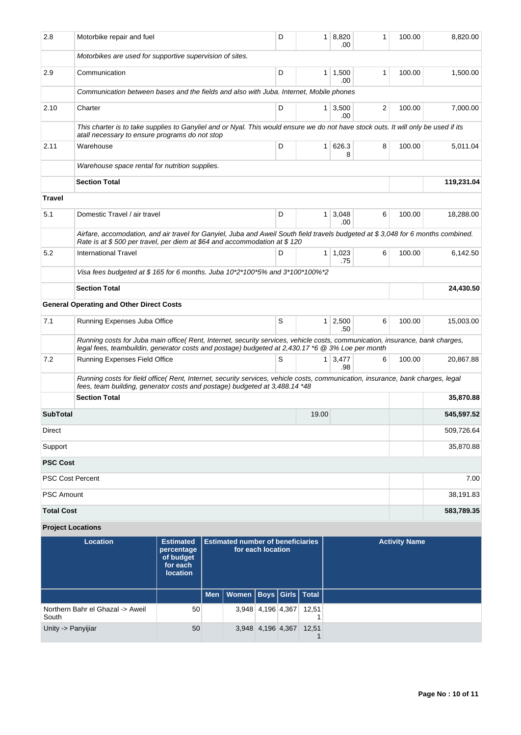| 2.8 | Motorbike repair and fuel | D | 1 | 8,820.00 | 1 | 100.00 | 8,820.00 |
|---|---|---|---|---|---|---|---|
| | *Motorbikes are used for supportive supervision of sites.* | | | | | | |
| 2.9 | Communication | D | 1 | 1,500.00 | 1 | 100.00 | 1,500.00 |
| | *Communication between bases and the fields and also with Juba. Internet, Mobile phones* | | | | | | |
| 2.10 | Charter | D | 1 | 3,500.00 | 2 | 100.00 | 7,000.00 |
| | *This charter is to take supplies to Ganyliel and or Nyal. This would ensure we do not have stock outs. It will only be used if its atall necessary to ensure programs do not stop* | | | | | | |
| 2.11 | Warehouse | D | 1 | 626.38 | 8 | 100.00 | 5,011.04 |
| | *Warehouse space rental for nutrition supplies.* | | | | | | |
| | **Section Total** | | | | | | **119,231.04** |
| **Travel** | | | | | | | |
| 5.1 | Domestic Travel / air travel | D | 1 | 3,048.00 | 6 | 100.00 | 18,288.00 |
| | *Airfare, accomodation, and air travel for Ganyiel, Juba and Aweil South field travels budgeted at $ 3,048 for 6 months combined. Rate is at $ 500 per travel, per diem at $64 and accommodation at $ 120* | | | | | | |
| 5.2 | International Travel | D | 1 | 1,023.75 | 6 | 100.00 | 6,142.50 |
| | *Visa fees budgeted at $ 165 for 6 months. Juba 10*2*100*5% and 3*100*100%*2* | | | | | | |
| | **Section Total** | | | | | | **24,430.50** |
| **General Operating and Other Direct Costs** | | | | | | | |
| 7.1 | Running Expenses Juba Office | S | 1 | 2,500.50 | 6 | 100.00 | 15,003.00 |
| | *Running costs for Juba main office( Rent, Internet, security services, vehicle costs, communication, insurance, bank charges, legal fees, teambuildin, generator costs and postage) budgeted at 2,430.17 *6 @ 3% Loe per month* | | | | | | |
| 7.2 | Running Expenses Field Office | S | 1 | 3,477.98 | 6 | 100.00 | 20,867.88 |
| | *Running costs for field office( Rent, Internet, security services, vehicle costs, communication, insurance, bank charges, legal fees, team building, generator costs and postage) budgeted at 3,488.14 *48* | | | | | | |
| | **Section Total** | | | | | | **35,870.88** |
| **SubTotal** | | | 19.00 | | | | **545,597.52** |
| Direct | | | | | | | 509,726.64 |
| Support | | | | | | | 35,870.88 |
| **PSC Cost** | | | | | | | |
| PSC Cost Percent | | | | | | | 7.00 |
| PSC Amount | | | | | | | 38,191.83 |
| **Total Cost** | | | | | | | **583,789.35** |

**Project Locations**

| Location | Estimated percentage of budget for each location | Estimated number of beneficiaries for each location | | | | | Activity Name |
|---|---|---|---|---|---|---|---|
| | | Men | Women | Boys | Girls | Total | |
| Northern Bahr el Ghazal -> Aweil South | 50 | | 3,948 | 4,196 | 4,367 | 12,511 | |
| Unity -> Panyijiar | 50 | | 3,948 | 4,196 | 4,367 | 12,511 | |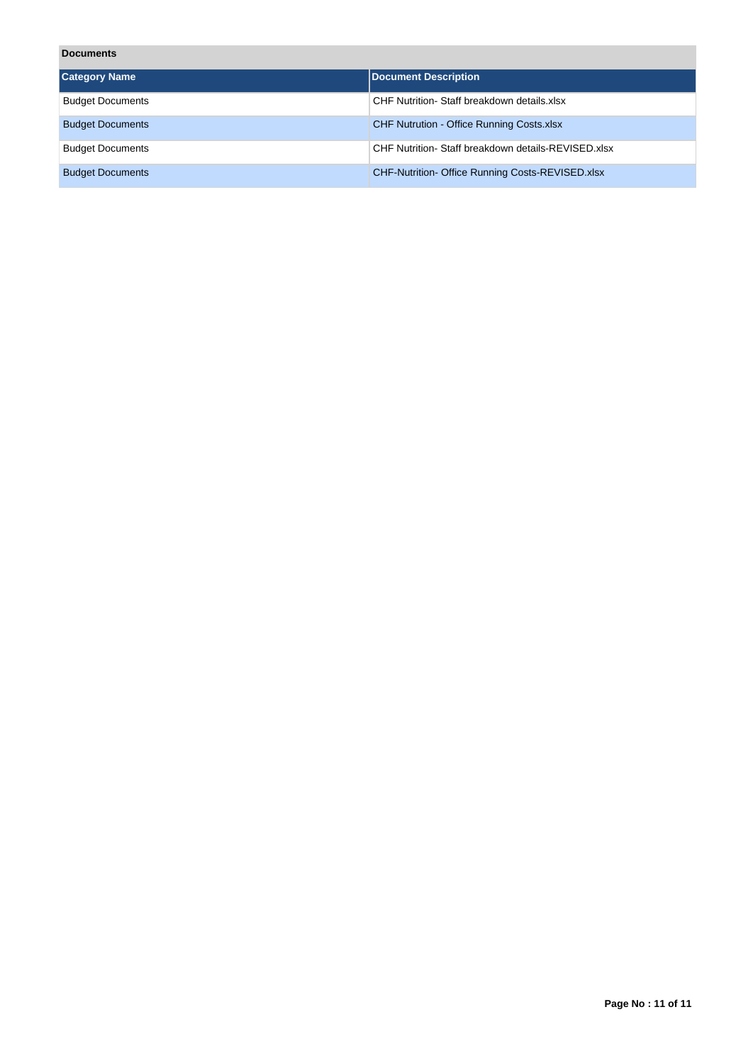**Documents**

| Category Name | Document Description |
| --- | --- |
| Budget Documents | CHF Nutrition- Staff breakdown details.xlsx |
| Budget Documents | CHF Nutrution - Office Running Costs.xlsx |
| Budget Documents | CHF Nutrition- Staff breakdown details-REVISED.xlsx |
| Budget Documents | CHF-Nutrition- Office Running Costs-REVISED.xlsx |